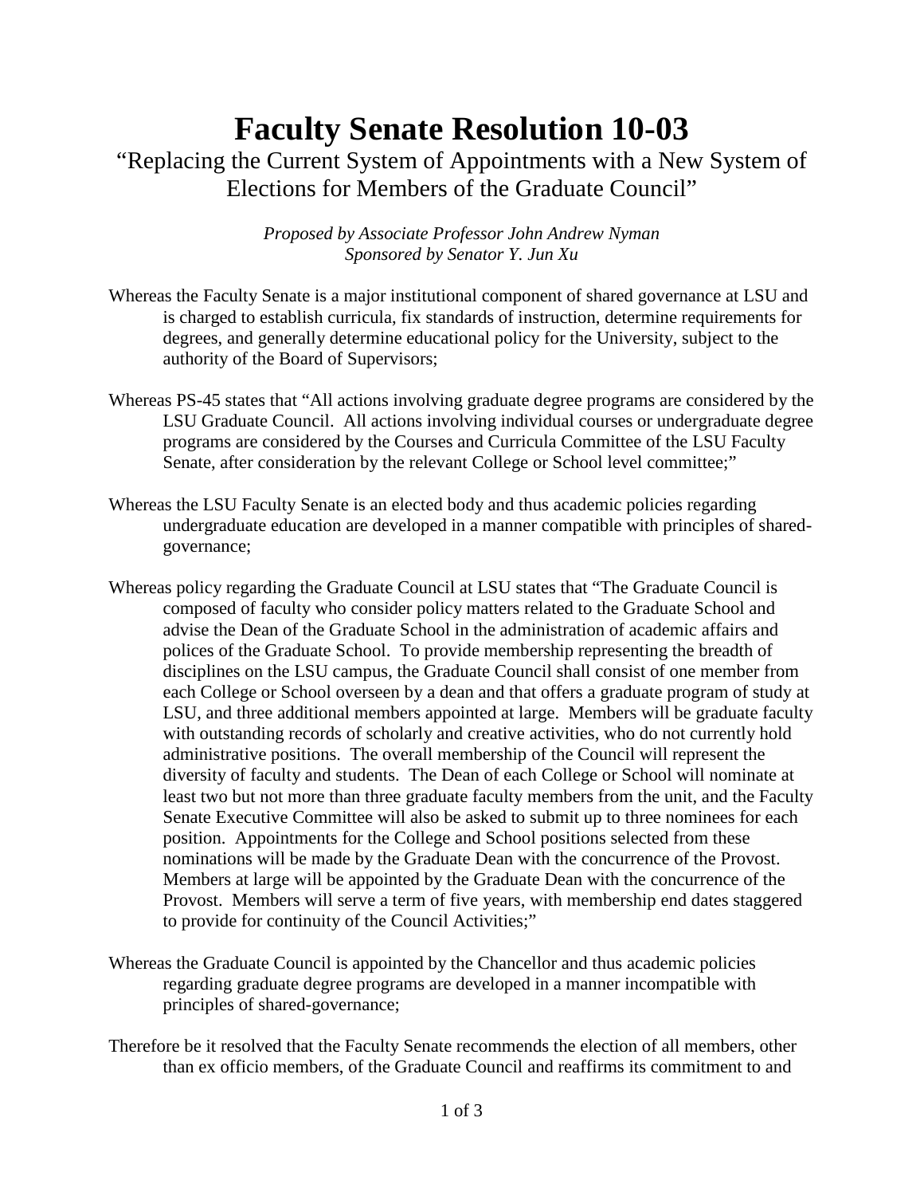# Faculty Senate Resolution 10-03

## "Replacing the Current System of Appointments with a New System of Elections for Members of the Graduate Council"

*Proposed by Associate Professor John Andrew Nyman*
*Sponsored by Senator Y. Jun Xu*

Whereas the Faculty Senate is a major institutional component of shared governance at LSU and is charged to establish curricula, fix standards of instruction, determine requirements for degrees, and generally determine educational policy for the University, subject to the authority of the Board of Supervisors;

Whereas PS-45 states that "All actions involving graduate degree programs are considered by the LSU Graduate Council. All actions involving individual courses or undergraduate degree programs are considered by the Courses and Curricula Committee of the LSU Faculty Senate, after consideration by the relevant College or School level committee;"

Whereas the LSU Faculty Senate is an elected body and thus academic policies regarding undergraduate education are developed in a manner compatible with principles of shared-governance;

Whereas policy regarding the Graduate Council at LSU states that "The Graduate Council is composed of faculty who consider policy matters related to the Graduate School and advise the Dean of the Graduate School in the administration of academic affairs and polices of the Graduate School. To provide membership representing the breadth of disciplines on the LSU campus, the Graduate Council shall consist of one member from each College or School overseen by a dean and that offers a graduate program of study at LSU, and three additional members appointed at large. Members will be graduate faculty with outstanding records of scholarly and creative activities, who do not currently hold administrative positions. The overall membership of the Council will represent the diversity of faculty and students. The Dean of each College or School will nominate at least two but not more than three graduate faculty members from the unit, and the Faculty Senate Executive Committee will also be asked to submit up to three nominees for each position. Appointments for the College and School positions selected from these nominations will be made by the Graduate Dean with the concurrence of the Provost. Members at large will be appointed by the Graduate Dean with the concurrence of the Provost. Members will serve a term of five years, with membership end dates staggered to provide for continuity of the Council Activities;"

Whereas the Graduate Council is appointed by the Chancellor and thus academic policies regarding graduate degree programs are developed in a manner incompatible with principles of shared-governance;

Therefore be it resolved that the Faculty Senate recommends the election of all members, other than ex officio members, of the Graduate Council and reaffirms its commitment to and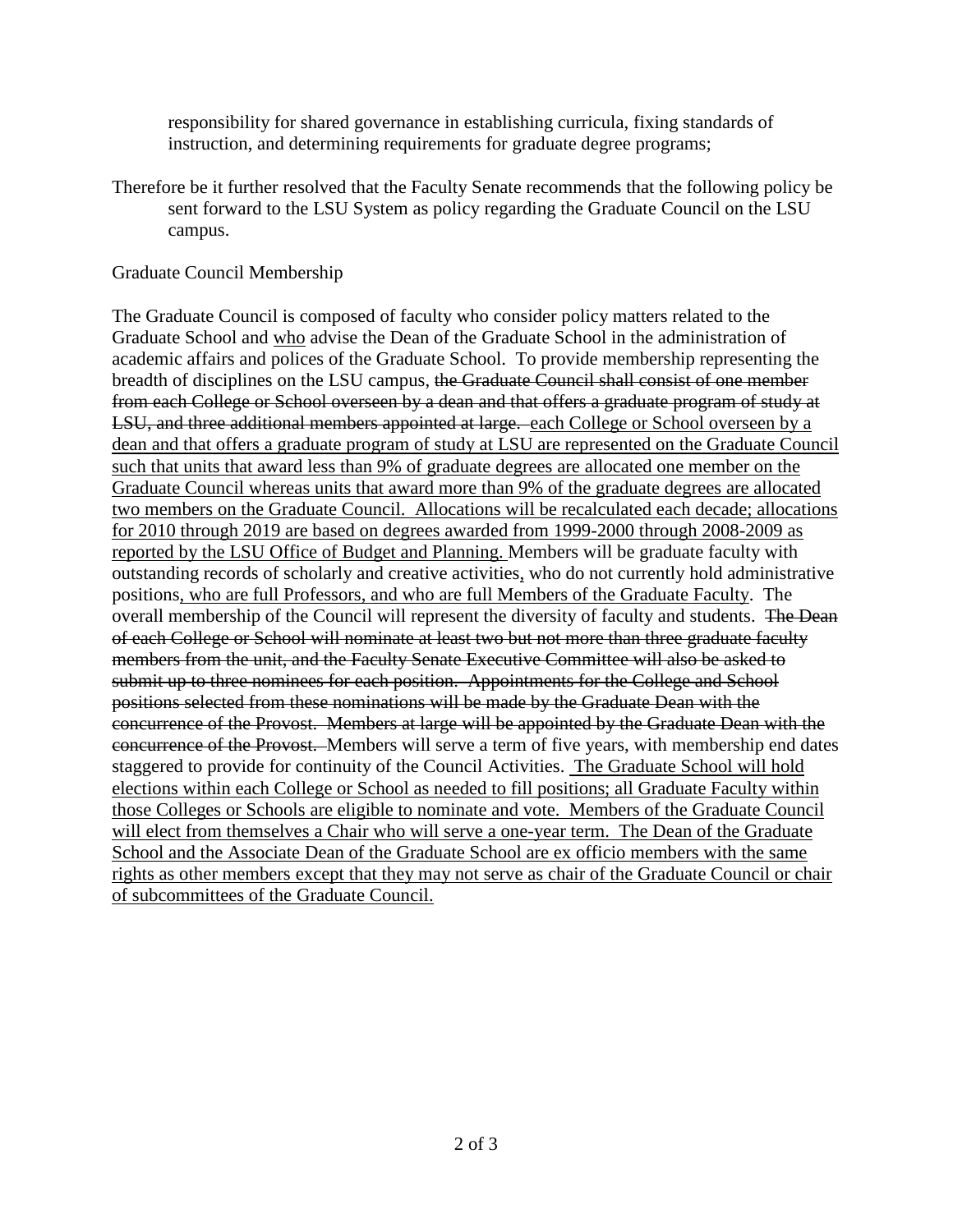responsibility for shared governance in establishing curricula, fixing standards of instruction, and determining requirements for graduate degree programs;

Therefore be it further resolved that the Faculty Senate recommends that the following policy be sent forward to the LSU System as policy regarding the Graduate Council on the LSU campus.

Graduate Council Membership

The Graduate Council is composed of faculty who consider policy matters related to the Graduate School and <u>who</u> advise the Dean of the Graduate School in the administration of academic affairs and polices of the Graduate School. To provide membership representing the breadth of disciplines on the LSU campus, ~~the Graduate Council shall consist of one member from each College or School overseen by a dean and that offers a graduate program of study at LSU, and three additional members appointed at large.~~ <u>each College or School overseen by a dean and that offers a graduate program of study at LSU are represented on the Graduate Council such that units that award less than 9% of graduate degrees are allocated one member on the Graduate Council whereas units that award more than 9% of the graduate degrees are allocated two members on the Graduate Council. Allocations will be recalculated each decade; allocations for 2010 through 2019 are based on degrees awarded from 1999-2000 through 2008-2009 as reported by the LSU Office of Budget and Planning.</u> Members will be graduate faculty with outstanding records of scholarly and creative activities<u>,</u> who do not currently hold administrative positions<u>, who are full Professors, and who are full Members of the Graduate Faculty</u>. The overall membership of the Council will represent the diversity of faculty and students. ~~The Dean of each College or School will nominate at least two but not more than three graduate faculty members from the unit, and the Faculty Senate Executive Committee will also be asked to submit up to three nominees for each position. Appointments for the College and School positions selected from these nominations will be made by the Graduate Dean with the concurrence of the Provost. Members at large will be appointed by the Graduate Dean with the concurrence of the Provost.~~ Members will serve a term of five years, with membership end dates staggered to provide for continuity of the Council Activities. <u>The Graduate School will hold elections within each College or School as needed to fill positions; all Graduate Faculty within those Colleges or Schools are eligible to nominate and vote. Members of the Graduate Council will elect from themselves a Chair who will serve a one-year term. The Dean of the Graduate School and the Associate Dean of the Graduate School are ex officio members with the same rights as other members except that they may not serve as chair of the Graduate Council or chair of subcommittees of the Graduate Council.</u>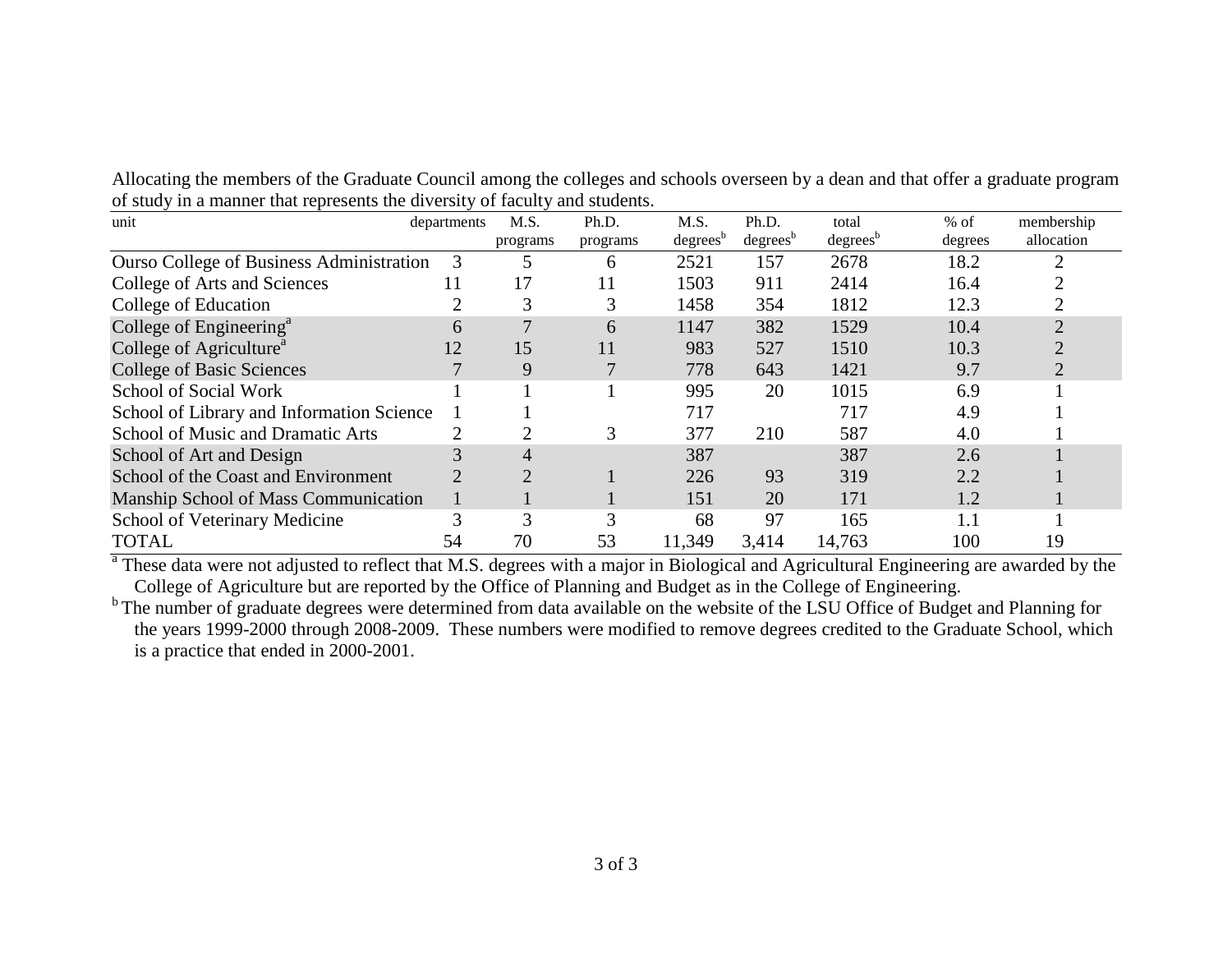Allocating the members of the Graduate Council among the colleges and schools overseen by a dean and that offer a graduate program of study in a manner that represents the diversity of faculty and students.

| unit | departments | M.S. programs | Ph.D. programs | M.S. degrees[b] | Ph.D. degrees[b] | total degrees[b] | % of degrees | membership allocation |
|---|---|---|---|---|---|---|---|---|
| Ourso College of Business Administration | 3 | 5 | 6 | 2521 | 157 | 2678 | 18.2 | 2 |
| College of Arts and Sciences | 11 | 17 | 11 | 1503 | 911 | 2414 | 16.4 | 2 |
| College of Education | 2 | 3 | 3 | 1458 | 354 | 1812 | 12.3 | 2 |
| College of Engineering[a] | 6 | 7 | 6 | 1147 | 382 | 1529 | 10.4 | 2 |
| College of Agriculture[a] | 12 | 15 | 11 | 983 | 527 | 1510 | 10.3 | 2 |
| College of Basic Sciences | 7 | 9 | 7 | 778 | 643 | 1421 | 9.7 | 2 |
| School of Social Work | 1 | 1 | 1 | 995 | 20 | 1015 | 6.9 | 1 |
| School of Library and Information Science | 1 | 1 | | 717 | | 717 | 4.9 | 1 |
| School of Music and Dramatic Arts | 2 | 2 | 3 | 377 | 210 | 587 | 4.0 | 1 |
| School of Art and Design | 3 | 4 | | 387 | | 387 | 2.6 | 1 |
| School of the Coast and Environment | 2 | 2 | 1 | 226 | 93 | 319 | 2.2 | 1 |
| Manship School of Mass Communication | 1 | 1 | 1 | 151 | 20 | 171 | 1.2 | 1 |
| School of Veterinary Medicine | 3 | 3 | 3 | 68 | 97 | 165 | 1.1 | 1 |
| TOTAL | 54 | 70 | 53 | 11,349 | 3,414 | 14,763 | 100 | 19 |

[a] These data were not adjusted to reflect that M.S. degrees with a major in Biological and Agricultural Engineering are awarded by the College of Agriculture but are reported by the Office of Planning and Budget as in the College of Engineering.

[b] The number of graduate degrees were determined from data available on the website of the LSU Office of Budget and Planning for the years 1999-2000 through 2008-2009. These numbers were modified to remove degrees credited to the Graduate School, which is a practice that ended in 2000-2001.